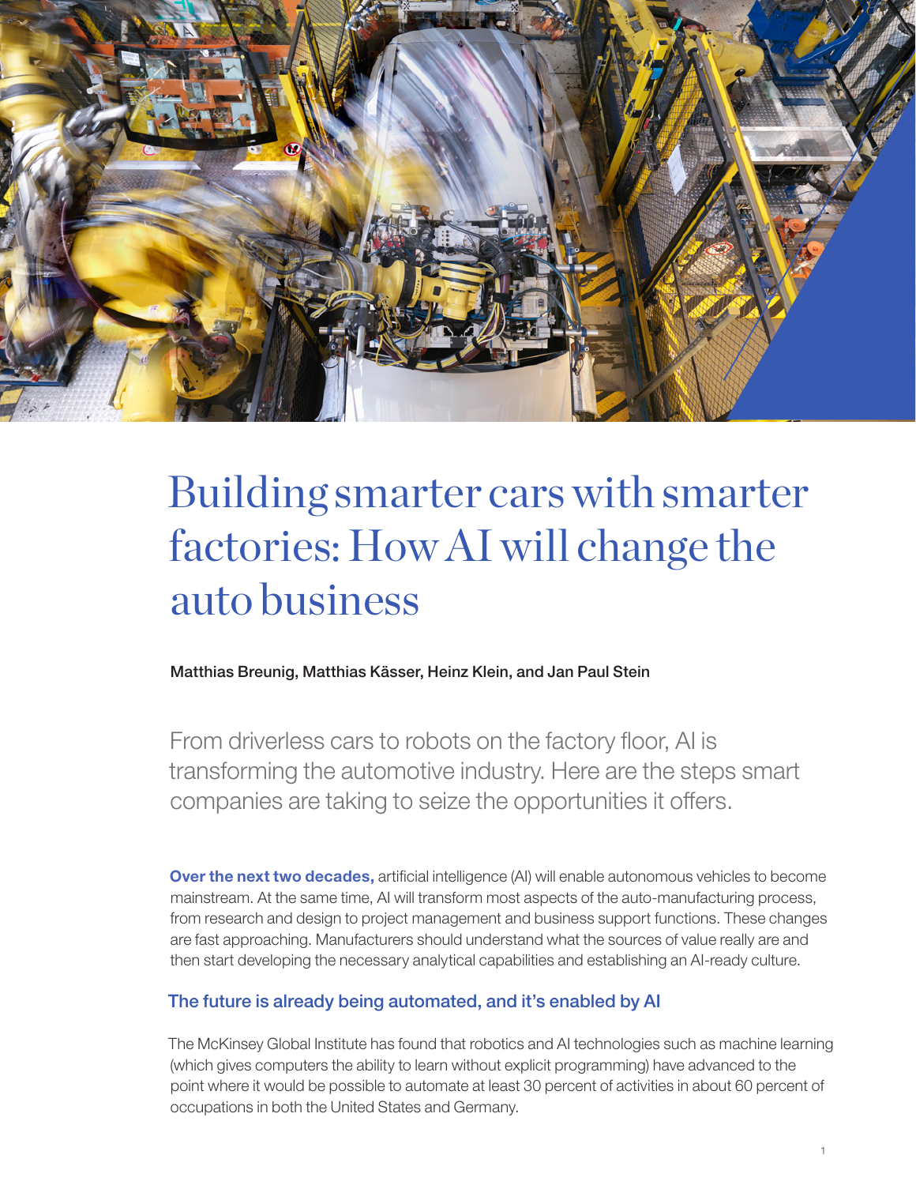# Building smarter cars with smarter factories: How AI will change the auto business

Matthias Breunig, Matthias Kässer, Heinz Klein, and Jan Paul Stein

From driverless cars to robots on the factory floor, AI is transforming the automotive industry. Here are the steps smart companies are taking to seize the opportunities it offers.

**Over the next two decades,** artificial intelligence (AI) will enable autonomous vehicles to become mainstream. At the same time, AI will transform most aspects of the auto-manufacturing process, from research and design to project management and business support functions. These changes are fast approaching. Manufacturers should understand what the sources of value really are and then start developing the necessary analytical capabilities and establishing an AI-ready culture.

## The future is already being automated, and it's enabled by AI

The McKinsey Global Institute has found that robotics and AI technologies such as machine learning (which gives computers the ability to learn without explicit programming) have advanced to the point where it would be possible to automate at least 30 percent of activities in about 60 percent of occupations in both the United States and Germany.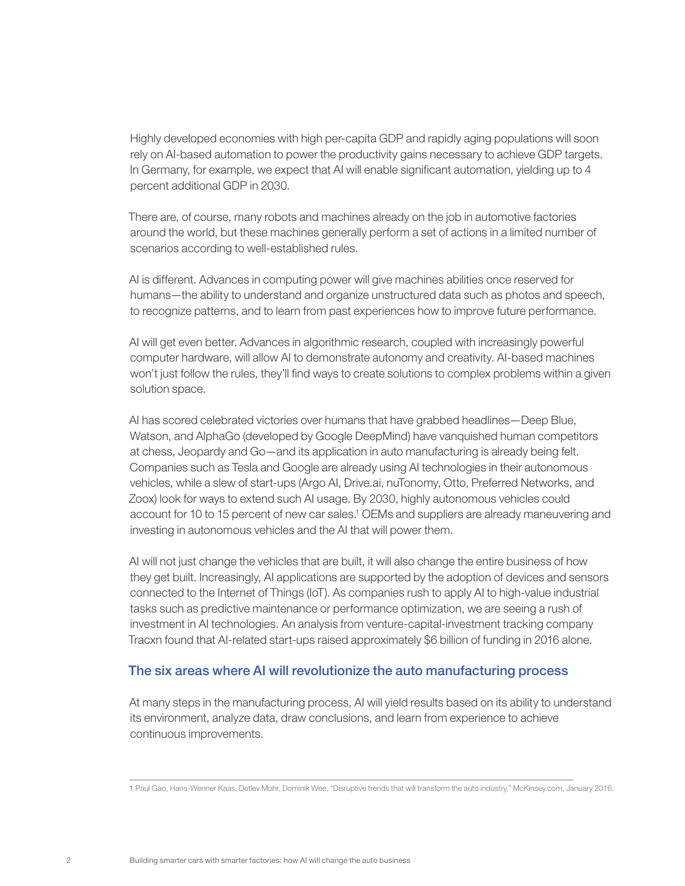Highly developed economies with high per-capita GDP and rapidly aging populations will soon rely on AI-based automation to power the productivity gains necessary to achieve GDP targets. In Germany, for example, we expect that AI will enable significant automation, yielding up to 4 percent additional GDP in 2030.

There are, of course, many robots and machines already on the job in automotive factories around the world, but these machines generally perform a set of actions in a limited number of scenarios according to well-established rules.

AI is different. Advances in computing power will give machines abilities once reserved for humans—the ability to understand and organize unstructured data such as photos and speech, to recognize patterns, and to learn from past experiences how to improve future performance.

AI will get even better. Advances in algorithmic research, coupled with increasingly powerful computer hardware, will allow AI to demonstrate autonomy and creativity. AI-based machines won't just follow the rules, they'll find ways to create solutions to complex problems within a given solution space.

AI has scored celebrated victories over humans that have grabbed headlines—Deep Blue, Watson, and AlphaGo (developed by Google DeepMind) have vanquished human competitors at chess, Jeopardy and Go—and its application in auto manufacturing is already being felt. Companies such as Tesla and Google are already using AI technologies in their autonomous vehicles, while a slew of start-ups (Argo AI, Drive.ai, nuTonomy, Otto, Preferred Networks, and Zoox) look for ways to extend such AI usage. By 2030, highly autonomous vehicles could account for 10 to 15 percent of new car sales.[1] OEMs and suppliers are already maneuvering and investing in autonomous vehicles and the AI that will power them.

AI will not just change the vehicles that are built, it will also change the entire business of how they get built. Increasingly, AI applications are supported by the adoption of devices and sensors connected to the Internet of Things (IoT). As companies rush to apply AI to high-value industrial tasks such as predictive maintenance or performance optimization, we are seeing a rush of investment in AI technologies. An analysis from venture-capital-investment tracking company Tracxn found that AI-related start-ups raised approximately $6 billion of funding in 2016 alone.

## The six areas where AI will revolutionize the auto manufacturing process

At many steps in the manufacturing process, AI will yield results based on its ability to understand its environment, analyze data, draw conclusions, and learn from experience to achieve continuous improvements.

---

1 Paul Gao, Hans-Wenner Kaas, Detlev Mohr, Dominik Wee, "Disruptive trends that will transform the auto industry," McKinsey.com, January 2016.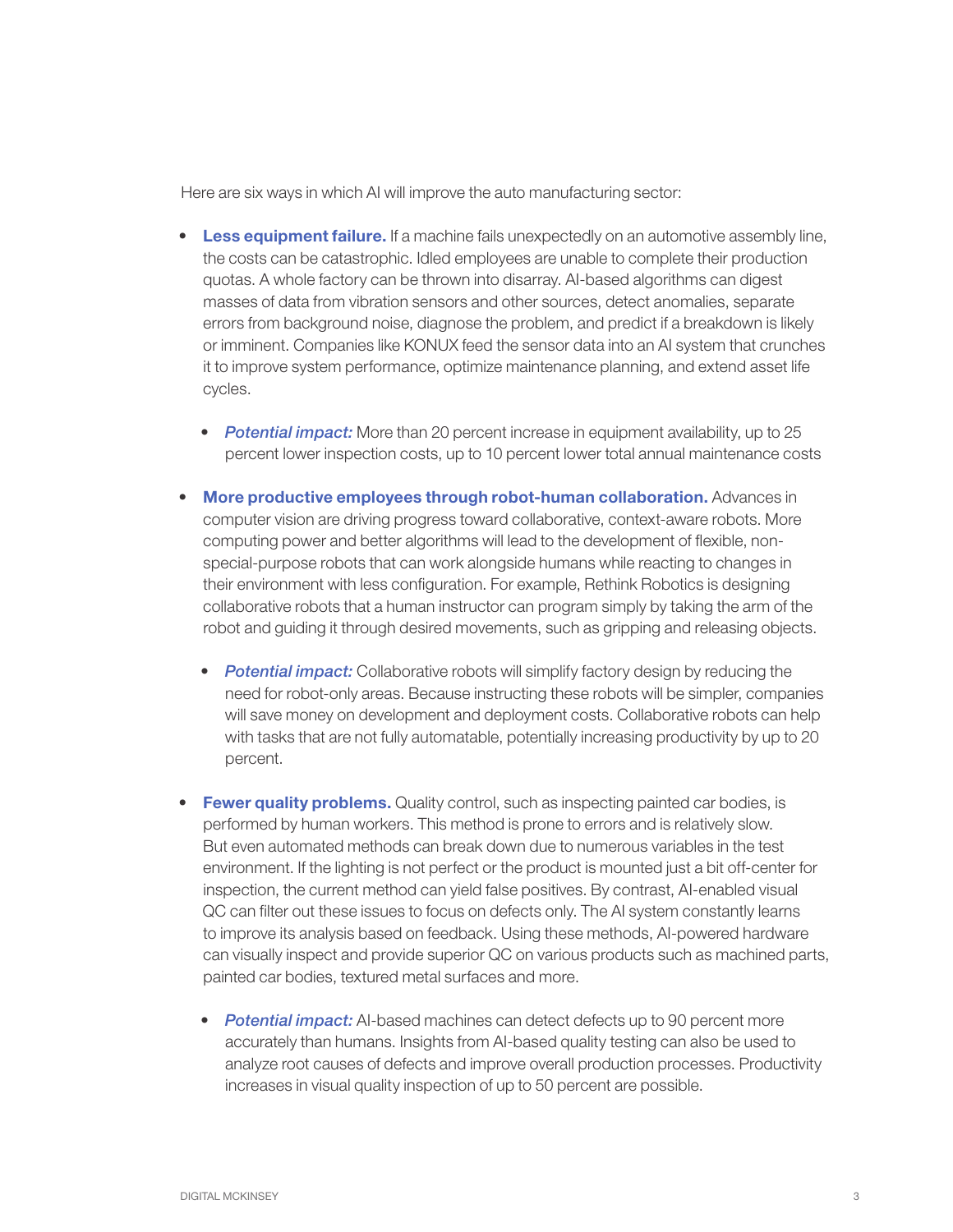Here are six ways in which AI will improve the auto manufacturing sector:

- **Less equipment failure.** If a machine fails unexpectedly on an automotive assembly line, the costs can be catastrophic. Idled employees are unable to complete their production quotas. A whole factory can be thrown into disarray. AI-based algorithms can digest masses of data from vibration sensors and other sources, detect anomalies, separate errors from background noise, diagnose the problem, and predict if a breakdown is likely or imminent. Companies like KONUX feed the sensor data into an AI system that crunches it to improve system performance, optimize maintenance planning, and extend asset life cycles.
    - ***Potential impact:*** More than 20 percent increase in equipment availability, up to 25 percent lower inspection costs, up to 10 percent lower total annual maintenance costs

- **More productive employees through robot-human collaboration.** Advances in computer vision are driving progress toward collaborative, context-aware robots. More computing power and better algorithms will lead to the development of flexible, non-special-purpose robots that can work alongside humans while reacting to changes in their environment with less configuration. For example, Rethink Robotics is designing collaborative robots that a human instructor can program simply by taking the arm of the robot and guiding it through desired movements, such as gripping and releasing objects.
    - ***Potential impact:*** Collaborative robots will simplify factory design by reducing the need for robot-only areas. Because instructing these robots will be simpler, companies will save money on development and deployment costs. Collaborative robots can help with tasks that are not fully automatable, potentially increasing productivity by up to 20 percent.

- **Fewer quality problems.** Quality control, such as inspecting painted car bodies, is performed by human workers. This method is prone to errors and is relatively slow. But even automated methods can break down due to numerous variables in the test environment. If the lighting is not perfect or the product is mounted just a bit off-center for inspection, the current method can yield false positives. By contrast, AI-enabled visual QC can filter out these issues to focus on defects only. The AI system constantly learns to improve its analysis based on feedback. Using these methods, AI-powered hardware can visually inspect and provide superior QC on various products such as machined parts, painted car bodies, textured metal surfaces and more.
    - ***Potential impact:*** AI-based machines can detect defects up to 90 percent more accurately than humans. Insights from AI-based quality testing can also be used to analyze root causes of defects and improve overall production processes. Productivity increases in visual quality inspection of up to 50 percent are possible.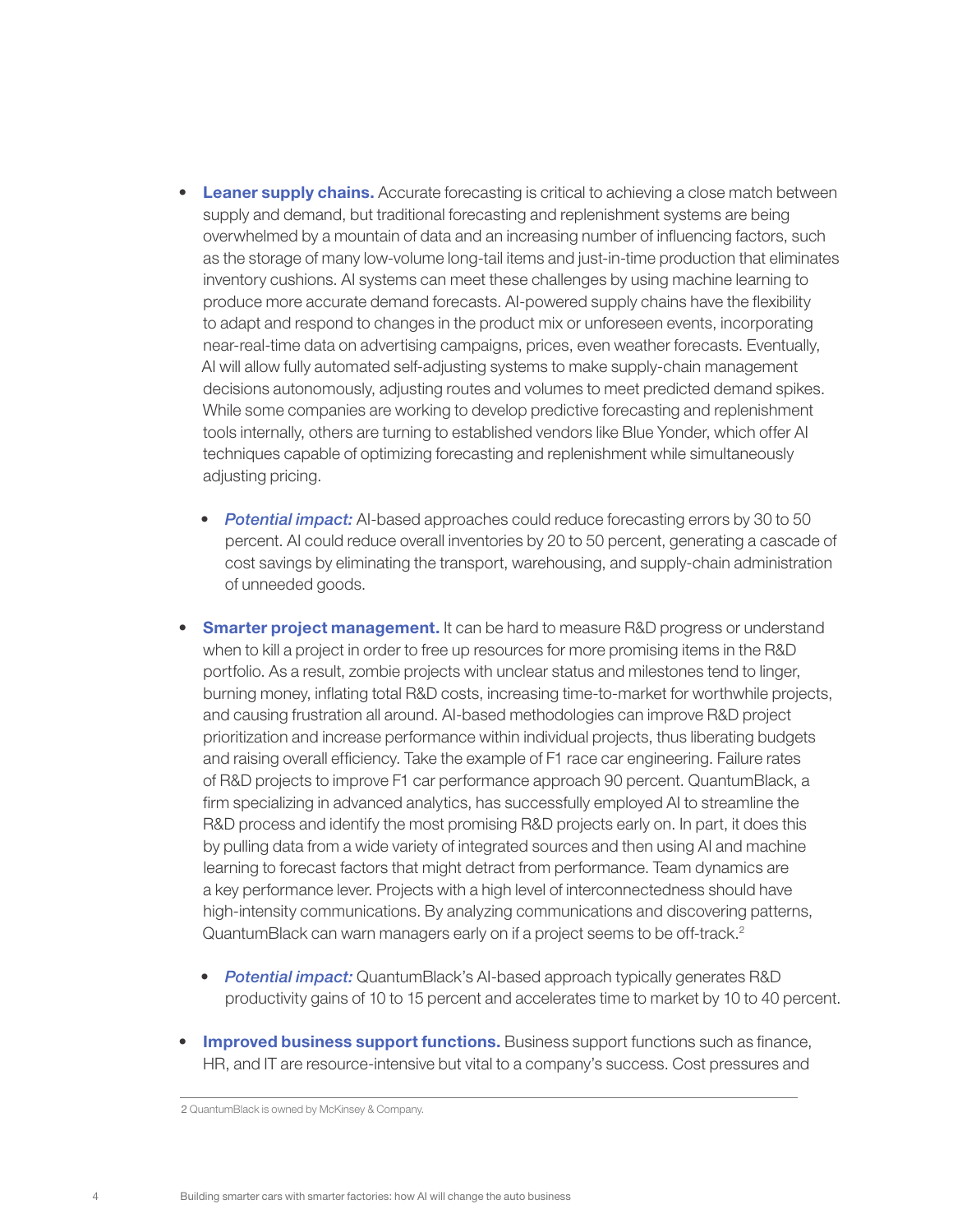- **Leaner supply chains.** Accurate forecasting is critical to achieving a close match between supply and demand, but traditional forecasting and replenishment systems are being overwhelmed by a mountain of data and an increasing number of influencing factors, such as the storage of many low-volume long-tail items and just-in-time production that eliminates inventory cushions. AI systems can meet these challenges by using machine learning to produce more accurate demand forecasts. AI-powered supply chains have the flexibility to adapt and respond to changes in the product mix or unforeseen events, incorporating near-real-time data on advertising campaigns, prices, even weather forecasts. Eventually, AI will allow fully automated self-adjusting systems to make supply-chain management decisions autonomously, adjusting routes and volumes to meet predicted demand spikes. While some companies are working to develop predictive forecasting and replenishment tools internally, others are turning to established vendors like Blue Yonder, which offer AI techniques capable of optimizing forecasting and replenishment while simultaneously adjusting pricing.
  - ***Potential impact:*** AI-based approaches could reduce forecasting errors by 30 to 50 percent. AI could reduce overall inventories by 20 to 50 percent, generating a cascade of cost savings by eliminating the transport, warehousing, and supply-chain administration of unneeded goods.

- **Smarter project management.** It can be hard to measure R&D progress or understand when to kill a project in order to free up resources for more promising items in the R&D portfolio. As a result, zombie projects with unclear status and milestones tend to linger, burning money, inflating total R&D costs, increasing time-to-market for worthwhile projects, and causing frustration all around. AI-based methodologies can improve R&D project prioritization and increase performance within individual projects, thus liberating budgets and raising overall efficiency. Take the example of F1 race car engineering. Failure rates of R&D projects to improve F1 car performance approach 90 percent. QuantumBlack, a firm specializing in advanced analytics, has successfully employed AI to streamline the R&D process and identify the most promising R&D projects early on. In part, it does this by pulling data from a wide variety of integrated sources and then using AI and machine learning to forecast factors that might detract from performance. Team dynamics are a key performance lever. Projects with a high level of interconnectedness should have high-intensity communications. By analyzing communications and discovering patterns, QuantumBlack can warn managers early on if a project seems to be off-track.[2]
  - ***Potential impact:*** QuantumBlack's AI-based approach typically generates R&D productivity gains of 10 to 15 percent and accelerates time to market by 10 to 40 percent.

- **Improved business support functions.** Business support functions such as finance, HR, and IT are resource-intensive but vital to a company's success. Cost pressures and

2 QuantumBlack is owned by McKinsey & Company.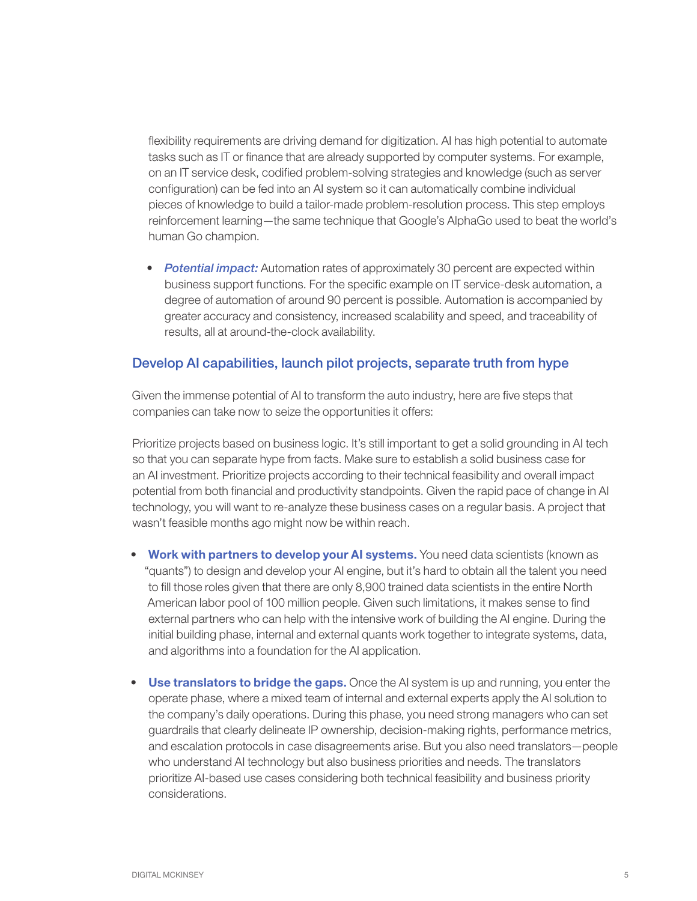flexibility requirements are driving demand for digitization. AI has high potential to automate tasks such as IT or finance that are already supported by computer systems. For example, on an IT service desk, codified problem-solving strategies and knowledge (such as server configuration) can be fed into an AI system so it can automatically combine individual pieces of knowledge to build a tailor-made problem-resolution process. This step employs reinforcement learning—the same technique that Google's AlphaGo used to beat the world's human Go champion.

- ***Potential impact:*** Automation rates of approximately 30 percent are expected within business support functions. For the specific example on IT service-desk automation, a degree of automation of around 90 percent is possible. Automation is accompanied by greater accuracy and consistency, increased scalability and speed, and traceability of results, all at around-the-clock availability.

## Develop AI capabilities, launch pilot projects, separate truth from hype

Given the immense potential of AI to transform the auto industry, here are five steps that companies can take now to seize the opportunities it offers:

Prioritize projects based on business logic. It's still important to get a solid grounding in AI tech so that you can separate hype from facts. Make sure to establish a solid business case for an AI investment. Prioritize projects according to their technical feasibility and overall impact potential from both financial and productivity standpoints. Given the rapid pace of change in AI technology, you will want to re-analyze these business cases on a regular basis. A project that wasn't feasible months ago might now be within reach.

- **Work with partners to develop your AI systems.** You need data scientists (known as "quants") to design and develop your AI engine, but it's hard to obtain all the talent you need to fill those roles given that there are only 8,900 trained data scientists in the entire North American labor pool of 100 million people. Given such limitations, it makes sense to find external partners who can help with the intensive work of building the AI engine. During the initial building phase, internal and external quants work together to integrate systems, data, and algorithms into a foundation for the AI application.

- **Use translators to bridge the gaps.** Once the AI system is up and running, you enter the operate phase, where a mixed team of internal and external experts apply the AI solution to the company's daily operations. During this phase, you need strong managers who can set guardrails that clearly delineate IP ownership, decision-making rights, performance metrics, and escalation protocols in case disagreements arise. But you also need translators—people who understand AI technology but also business priorities and needs. The translators prioritize AI-based use cases considering both technical feasibility and business priority considerations.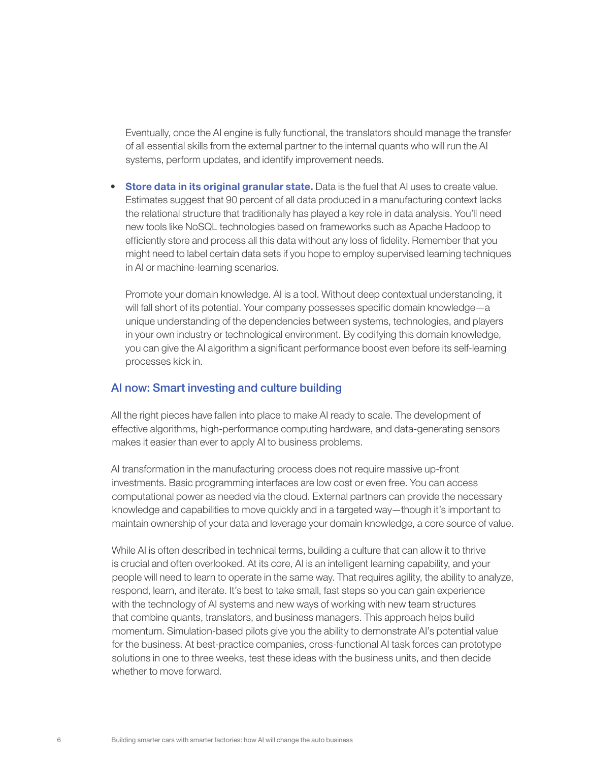Eventually, once the AI engine is fully functional, the translators should manage the transfer of all essential skills from the external partner to the internal quants who will run the AI systems, perform updates, and identify improvement needs.

- **Store data in its original granular state.** Data is the fuel that AI uses to create value. Estimates suggest that 90 percent of all data produced in a manufacturing context lacks the relational structure that traditionally has played a key role in data analysis. You'll need new tools like NoSQL technologies based on frameworks such as Apache Hadoop to efficiently store and process all this data without any loss of fidelity. Remember that you might need to label certain data sets if you hope to employ supervised learning techniques in AI or machine-learning scenarios.

  Promote your domain knowledge. AI is a tool. Without deep contextual understanding, it will fall short of its potential. Your company possesses specific domain knowledge—a unique understanding of the dependencies between systems, technologies, and players in your own industry or technological environment. By codifying this domain knowledge, you can give the AI algorithm a significant performance boost even before its self-learning processes kick in.

## AI now: Smart investing and culture building

All the right pieces have fallen into place to make AI ready to scale. The development of effective algorithms, high-performance computing hardware, and data-generating sensors makes it easier than ever to apply AI to business problems.

AI transformation in the manufacturing process does not require massive up-front investments. Basic programming interfaces are low cost or even free. You can access computational power as needed via the cloud. External partners can provide the necessary knowledge and capabilities to move quickly and in a targeted way—though it's important to maintain ownership of your data and leverage your domain knowledge, a core source of value.

While AI is often described in technical terms, building a culture that can allow it to thrive is crucial and often overlooked. At its core, AI is an intelligent learning capability, and your people will need to learn to operate in the same way. That requires agility, the ability to analyze, respond, learn, and iterate. It's best to take small, fast steps so you can gain experience with the technology of AI systems and new ways of working with new team structures that combine quants, translators, and business managers. This approach helps build momentum. Simulation-based pilots give you the ability to demonstrate AI's potential value for the business. At best-practice companies, cross-functional AI task forces can prototype solutions in one to three weeks, test these ideas with the business units, and then decide whether to move forward.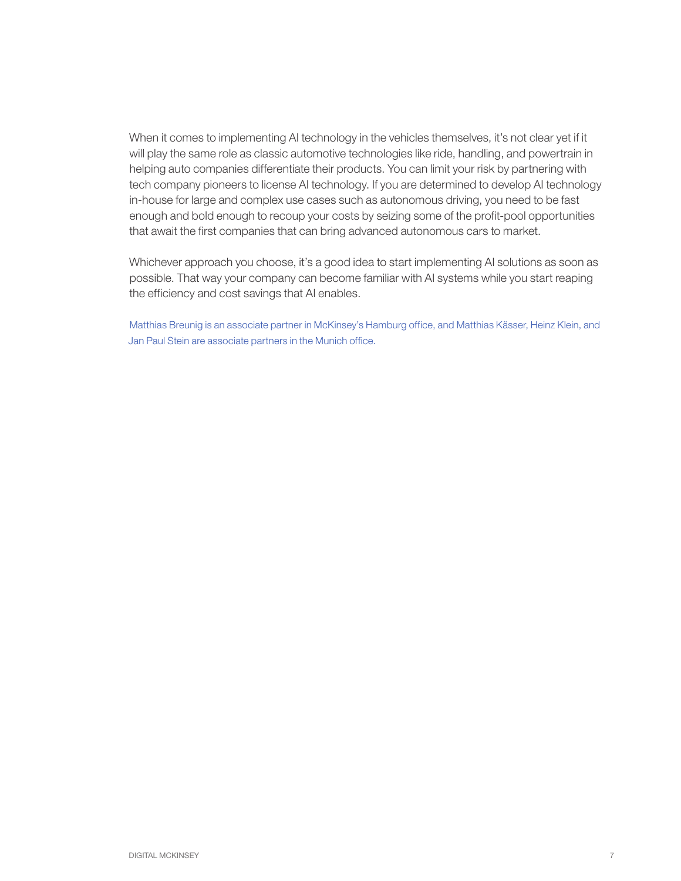When it comes to implementing AI technology in the vehicles themselves, it's not clear yet if it will play the same role as classic automotive technologies like ride, handling, and powertrain in helping auto companies differentiate their products. You can limit your risk by partnering with tech company pioneers to license AI technology. If you are determined to develop AI technology in-house for large and complex use cases such as autonomous driving, you need to be fast enough and bold enough to recoup your costs by seizing some of the profit-pool opportunities that await the first companies that can bring advanced autonomous cars to market.

Whichever approach you choose, it's a good idea to start implementing AI solutions as soon as possible. That way your company can become familiar with AI systems while you start reaping the efficiency and cost savings that AI enables.

Matthias Breunig is an associate partner in McKinsey's Hamburg office, and Matthias Kässer, Heinz Klein, and Jan Paul Stein are associate partners in the Munich office.